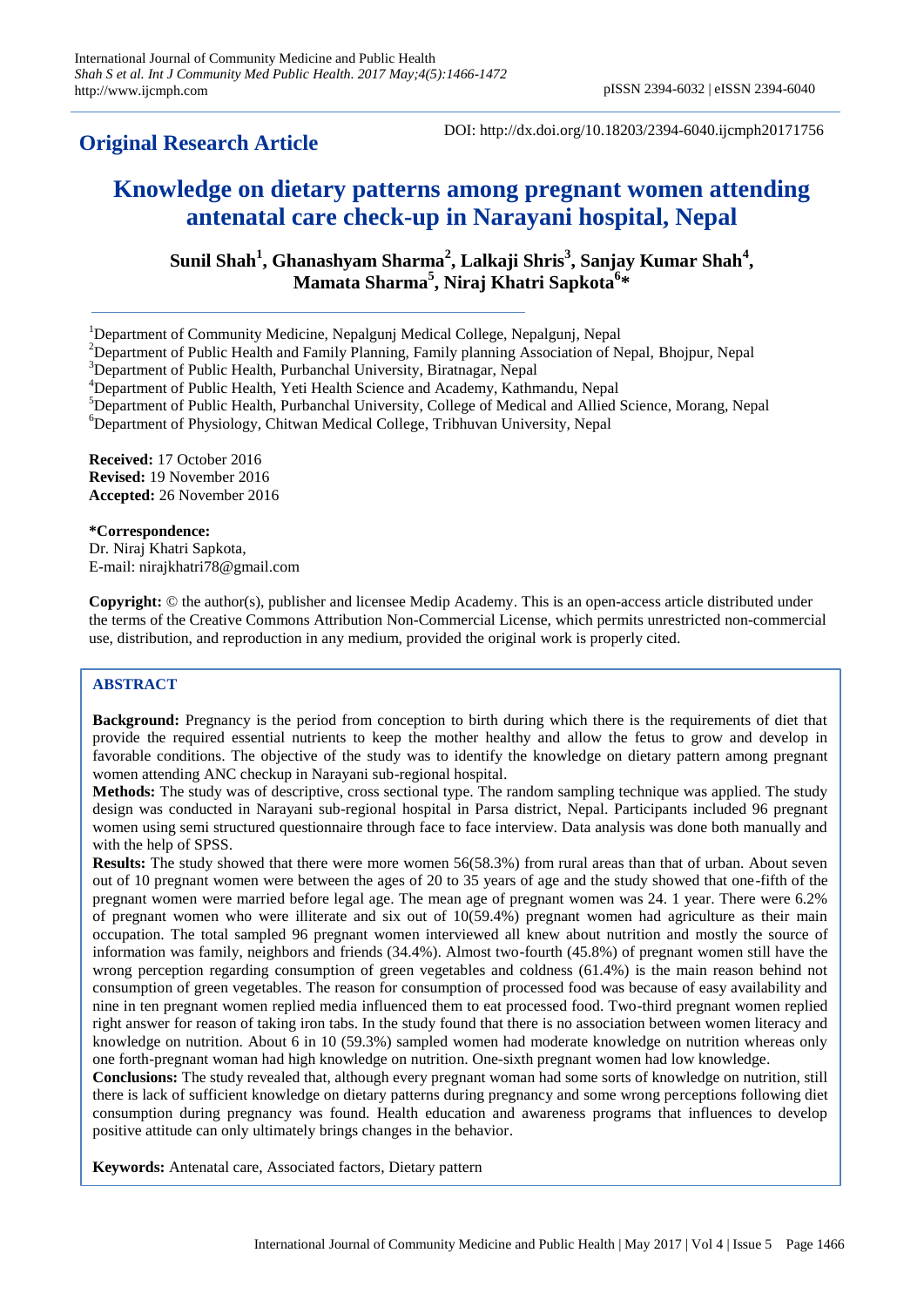**Original Research Article**

DOI: http://dx.doi.org/10.18203/2394-6040.ijcmph20171756

# Knowledge on dietary patterns among pregnant women attending antenatal care check-up in Narayani hospital, Nepal

**Sunil Shah[1], Ghanashyam Sharma[2], Lalkaji Shris[3], Sanjay Kumar Shah[4], Mamata Sharma[5], Niraj Khatri Sapkota[6]***

[1]Department of Community Medicine, Nepalgunj Medical College, Nepalgunj, Nepal
[2]Department of Public Health and Family Planning, Family planning Association of Nepal, Bhojpur, Nepal
[3]Department of Public Health, Purbanchal University, Biratnagar, Nepal
[4]Department of Public Health, Yeti Health Science and Academy, Kathmandu, Nepal
[5]Department of Public Health, Purbanchal University, College of Medical and Allied Science, Morang, Nepal
[6]Department of Physiology, Chitwan Medical College, Tribhuvan University, Nepal

**Received:** 17 October 2016
**Revised:** 19 November 2016
**Accepted:** 26 November 2016

**\*Correspondence:**
Dr. Niraj Khatri Sapkota,
E-mail: nirajkhatri78@gmail.com

**Copyright:** © the author(s), publisher and licensee Medip Academy. This is an open-access article distributed under the terms of the Creative Commons Attribution Non-Commercial License, which permits unrestricted non-commercial use, distribution, and reproduction in any medium, provided the original work is properly cited.

## ABSTRACT

**Background:** Pregnancy is the period from conception to birth during which there is the requirements of diet that provide the required essential nutrients to keep the mother healthy and allow the fetus to grow and develop in favorable conditions. The objective of the study was to identify the knowledge on dietary pattern among pregnant women attending ANC checkup in Narayani sub-regional hospital.

**Methods:** The study was of descriptive, cross sectional type. The random sampling technique was applied. The study design was conducted in Narayani sub-regional hospital in Parsa district, Nepal. Participants included 96 pregnant women using semi structured questionnaire through face to face interview. Data analysis was done both manually and with the help of SPSS.

**Results:** The study showed that there were more women 56(58.3%) from rural areas than that of urban. About seven out of 10 pregnant women were between the ages of 20 to 35 years of age and the study showed that one-fifth of the pregnant women were married before legal age. The mean age of pregnant women was 24. 1 year. There were 6.2% of pregnant women who were illiterate and six out of 10(59.4%) pregnant women had agriculture as their main occupation. The total sampled 96 pregnant women interviewed all knew about nutrition and mostly the source of information was family, neighbors and friends (34.4%). Almost two-fourth (45.8%) of pregnant women still have the wrong perception regarding consumption of green vegetables and coldness (61.4%) is the main reason behind not consumption of green vegetables. The reason for consumption of processed food was because of easy availability and nine in ten pregnant women replied media influenced them to eat processed food. Two-third pregnant women replied right answer for reason of taking iron tabs. In the study found that there is no association between women literacy and knowledge on nutrition. About 6 in 10 (59.3%) sampled women had moderate knowledge on nutrition whereas only one forth-pregnant woman had high knowledge on nutrition. One-sixth pregnant women had low knowledge.

**Conclusions:** The study revealed that, although every pregnant woman had some sorts of knowledge on nutrition, still there is lack of sufficient knowledge on dietary patterns during pregnancy and some wrong perceptions following diet consumption during pregnancy was found. Health education and awareness programs that influences to develop positive attitude can only ultimately brings changes in the behavior.

**Keywords:** Antenatal care, Associated factors, Dietary pattern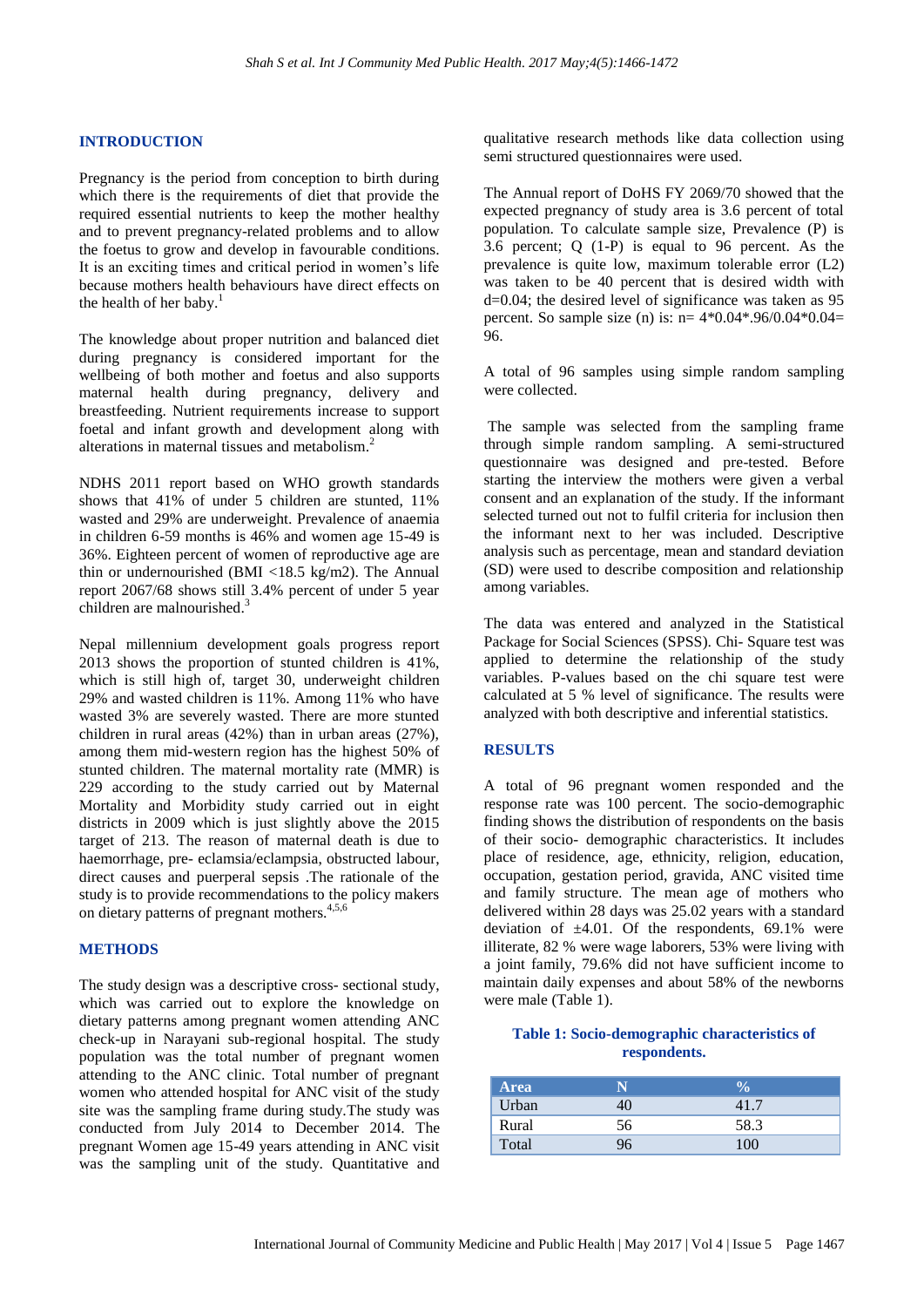## INTRODUCTION

Pregnancy is the period from conception to birth during which there is the requirements of diet that provide the required essential nutrients to keep the mother healthy and to prevent pregnancy-related problems and to allow the foetus to grow and develop in favourable conditions. It is an exciting times and critical period in women's life because mothers health behaviours have direct effects on the health of her baby.[1]

The knowledge about proper nutrition and balanced diet during pregnancy is considered important for the wellbeing of both mother and foetus and also supports maternal health during pregnancy, delivery and breastfeeding. Nutrient requirements increase to support foetal and infant growth and development along with alterations in maternal tissues and metabolism.[2]

NDHS 2011 report based on WHO growth standards shows that 41% of under 5 children are stunted, 11% wasted and 29% are underweight. Prevalence of anaemia in children 6-59 months is 46% and women age 15-49 is 36%. Eighteen percent of women of reproductive age are thin or undernourished (BMI <18.5 kg/m2). The Annual report 2067/68 shows still 3.4% percent of under 5 year children are malnourished.[3]

Nepal millennium development goals progress report 2013 shows the proportion of stunted children is 41%, which is still high of, target 30, underweight children 29% and wasted children is 11%. Among 11% who have wasted 3% are severely wasted. There are more stunted children in rural areas (42%) than in urban areas (27%), among them mid-western region has the highest 50% of stunted children. The maternal mortality rate (MMR) is 229 according to the study carried out by Maternal Mortality and Morbidity study carried out in eight districts in 2009 which is just slightly above the 2015 target of 213. The reason of maternal death is due to haemorrhage, pre- eclamsia/eclampsia, obstructed labour, direct causes and puerperal sepsis .The rationale of the study is to provide recommendations to the policy makers on dietary patterns of pregnant mothers.[4,5,6]

## METHODS

The study design was a descriptive cross- sectional study, which was carried out to explore the knowledge on dietary patterns among pregnant women attending ANC check-up in Narayani sub-regional hospital. The study population was the total number of pregnant women attending to the ANC clinic. Total number of pregnant women who attended hospital for ANC visit of the study site was the sampling frame during study.The study was conducted from July 2014 to December 2014. The pregnant Women age 15-49 years attending in ANC visit was the sampling unit of the study. Quantitative and qualitative research methods like data collection using semi structured questionnaires were used.

The Annual report of DoHS FY 2069/70 showed that the expected pregnancy of study area is 3.6 percent of total population. To calculate sample size, Prevalence (P) is 3.6 percent; Q (1-P) is equal to 96 percent. As the prevalence is quite low, maximum tolerable error (L2) was taken to be 40 percent that is desired width with d=0.04; the desired level of significance was taken as 95 percent. So sample size (n) is: n= 4*0.04*.96/0.04*0.04= 96.

A total of 96 samples using simple random sampling were collected.

The sample was selected from the sampling frame through simple random sampling. A semi-structured questionnaire was designed and pre-tested. Before starting the interview the mothers were given a verbal consent and an explanation of the study. If the informant selected turned out not to fulfil criteria for inclusion then the informant next to her was included. Descriptive analysis such as percentage, mean and standard deviation (SD) were used to describe composition and relationship among variables.

The data was entered and analyzed in the Statistical Package for Social Sciences (SPSS). Chi- Square test was applied to determine the relationship of the study variables. P-values based on the chi square test were calculated at 5 % level of significance. The results were analyzed with both descriptive and inferential statistics.

## RESULTS

A total of 96 pregnant women responded and the response rate was 100 percent. The socio-demographic finding shows the distribution of respondents on the basis of their socio- demographic characteristics. It includes place of residence, age, ethnicity, religion, education, occupation, gestation period, gravida, ANC visited time and family structure. The mean age of mothers who delivered within 28 days was 25.02 years with a standard deviation of ±4.01. Of the respondents, 69.1% were illiterate, 82 % were wage laborers, 53% were living with a joint family, 79.6% did not have sufficient income to maintain daily expenses and about 58% of the newborns were male (Table 1).

**Table 1: Socio-demographic characteristics of respondents.**

| Area | N | % |
|---|---|---|
| Urban | 40 | 41.7 |
| Rural | 56 | 58.3 |
| Total | 96 | 100 |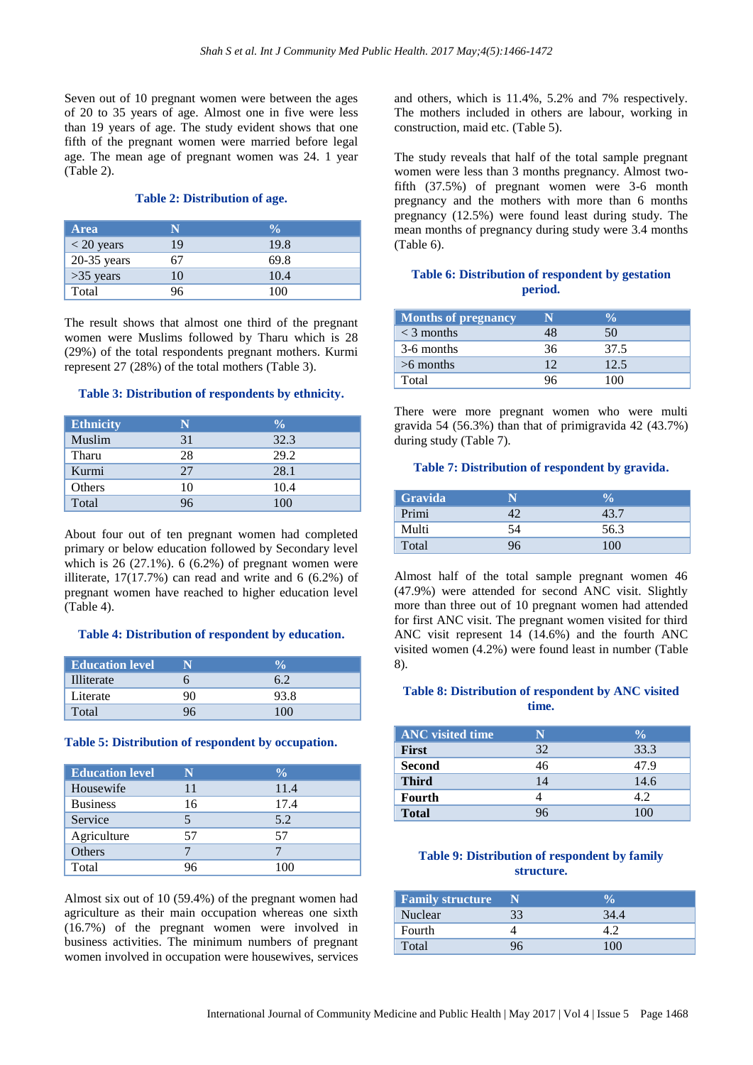Seven out of 10 pregnant women were between the ages of 20 to 35 years of age. Almost one in five were less than 19 years of age. The study evident shows that one fifth of the pregnant women were married before legal age. The mean age of pregnant women was 24. 1 year (Table 2).

**Table 2: Distribution of age.**

| Area | N | % |
|---|---|---|
| < 20 years | 19 | 19.8 |
| 20-35 years | 67 | 69.8 |
| >35 years | 10 | 10.4 |
| Total | 96 | 100 |

The result shows that almost one third of the pregnant women were Muslims followed by Tharu which is 28 (29%) of the total respondents pregnant mothers. Kurmi represent 27 (28%) of the total mothers (Table 3).

**Table 3: Distribution of respondents by ethnicity.**

| Ethnicity | N | % |
|---|---|---|
| Muslim | 31 | 32.3 |
| Tharu | 28 | 29.2 |
| Kurmi | 27 | 28.1 |
| Others | 10 | 10.4 |
| Total | 96 | 100 |

About four out of ten pregnant women had completed primary or below education followed by Secondary level which is 26 (27.1%). 6 (6.2%) of pregnant women were illiterate, 17(17.7%) can read and write and 6 (6.2%) of pregnant women have reached to higher education level (Table 4).

**Table 4: Distribution of respondent by education.**

| Education level | N | % |
|---|---|---|
| Illiterate | 6 | 6.2 |
| Literate | 90 | 93.8 |
| Total | 96 | 100 |

**Table 5: Distribution of respondent by occupation.**

| Education level | N | % |
|---|---|---|
| Housewife | 11 | 11.4 |
| Business | 16 | 17.4 |
| Service | 5 | 5.2 |
| Agriculture | 57 | 57 |
| Others | 7 | 7 |
| Total | 96 | 100 |

Almost six out of 10 (59.4%) of the pregnant women had agriculture as their main occupation whereas one sixth (16.7%) of the pregnant women were involved in business activities. The minimum numbers of pregnant women involved in occupation were housewives, services and others, which is 11.4%, 5.2% and 7% respectively. The mothers included in others are labour, working in construction, maid etc. (Table 5).

The study reveals that half of the total sample pregnant women were less than 3 months pregnancy. Almost two-fifth (37.5%) of pregnant women were 3-6 month pregnancy and the mothers with more than 6 months pregnancy (12.5%) were found least during study. The mean months of pregnancy during study were 3.4 months (Table 6).

**Table 6: Distribution of respondent by gestation period.**

| Months of pregnancy | N | % |
|---|---|---|
| < 3 months | 48 | 50 |
| 3-6 months | 36 | 37.5 |
| >6 months | 12 | 12.5 |
| Total | 96 | 100 |

There were more pregnant women who were multi gravida 54 (56.3%) than that of primigravida 42 (43.7%) during study (Table 7).

**Table 7: Distribution of respondent by gravida.**

| Gravida | N | % |
|---|---|---|
| Primi | 42 | 43.7 |
| Multi | 54 | 56.3 |
| Total | 96 | 100 |

Almost half of the total sample pregnant women 46 (47.9%) were attended for second ANC visit. Slightly more than three out of 10 pregnant women had attended for first ANC visit. The pregnant women visited for third ANC visit represent 14 (14.6%) and the fourth ANC visited women (4.2%) were found least in number (Table 8).

**Table 8: Distribution of respondent by ANC visited time.**

| ANC visited time | N | % |
|---|---|---|
| **First** | 32 | 33.3 |
| **Second** | 46 | 47.9 |
| **Third** | 14 | 14.6 |
| **Fourth** | 4 | 4.2 |
| **Total** | 96 | 100 |

**Table 9: Distribution of respondent by family structure.**

| Family structure | N | % |
|---|---|---|
| Nuclear | 33 | 34.4 |
| Fourth | 4 | 4.2 |
| Total | 96 | 100 |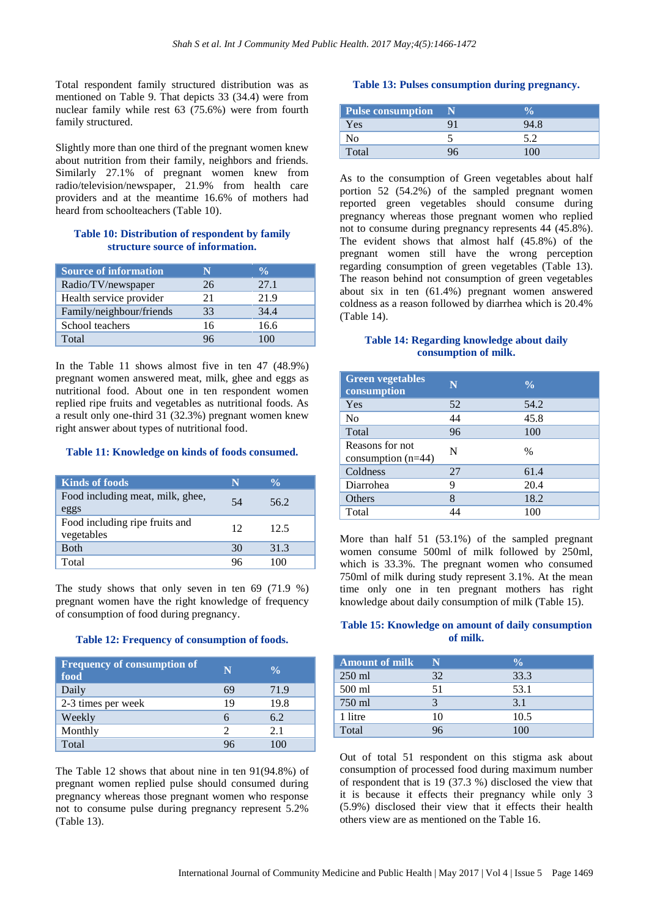Total respondent family structured distribution was as mentioned on Table 9. That depicts 33 (34.4) were from nuclear family while rest 63 (75.6%) were from fourth family structured.

Slightly more than one third of the pregnant women knew about nutrition from their family, neighbors and friends. Similarly 27.1% of pregnant women knew from radio/television/newspaper, 21.9% from health care providers and at the meantime 16.6% of mothers had heard from schoolteachers (Table 10).

**Table 10: Distribution of respondent by family structure source of information.**

| Source of information | N | % |
|---|---|---|
| Radio/TV/newspaper | 26 | 27.1 |
| Health service provider | 21 | 21.9 |
| Family/neighbour/friends | 33 | 34.4 |
| School teachers | 16 | 16.6 |
| Total | 96 | 100 |

In the Table 11 shows almost five in ten 47 (48.9%) pregnant women answered meat, milk, ghee and eggs as nutritional food. About one in ten respondent women replied ripe fruits and vegetables as nutritional foods. As a result only one-third 31 (32.3%) pregnant women knew right answer about types of nutritional food.

**Table 11: Knowledge on kinds of foods consumed.**

| Kinds of foods | N | % |
|---|---|---|
| Food including meat, milk, ghee, eggs | 54 | 56.2 |
| Food including ripe fruits and vegetables | 12 | 12.5 |
| Both | 30 | 31.3 |
| Total | 96 | 100 |

The study shows that only seven in ten 69 (71.9 %) pregnant women have the right knowledge of frequency of consumption of food during pregnancy.

**Table 12: Frequency of consumption of foods.**

| Frequency of consumption of food | N | % |
|---|---|---|
| Daily | 69 | 71.9 |
| 2-3 times per week | 19 | 19.8 |
| Weekly | 6 | 6.2 |
| Monthly | 2 | 2.1 |
| Total | 96 | 100 |

The Table 12 shows that about nine in ten 91(94.8%) of pregnant women replied pulse should consumed during pregnancy whereas those pregnant women who response not to consume pulse during pregnancy represent 5.2% (Table 13).

**Table 13: Pulses consumption during pregnancy.**

| Pulse consumption | N | % |
|---|---|---|
| Yes | 91 | 94.8 |
| No | 5 | 5.2 |
| Total | 96 | 100 |

As to the consumption of Green vegetables about half portion 52 (54.2%) of the sampled pregnant women reported green vegetables should consume during pregnancy whereas those pregnant women who replied not to consume during pregnancy represents 44 (45.8%). The evident shows that almost half (45.8%) of the pregnant women still have the wrong perception regarding consumption of green vegetables (Table 13). The reason behind not consumption of green vegetables about six in ten (61.4%) pregnant women answered coldness as a reason followed by diarrhea which is 20.4% (Table 14).

**Table 14: Regarding knowledge about daily consumption of milk.**

| Green vegetables consumption | N | % |
|---|---|---|
| Yes | 52 | 54.2 |
| No | 44 | 45.8 |
| Total | 96 | 100 |
| Reasons for not consumption (n=44) | N | % |
| Coldness | 27 | 61.4 |
| Diarrohea | 9 | 20.4 |
| Others | 8 | 18.2 |
| Total | 44 | 100 |

More than half 51 (53.1%) of the sampled pregnant women consume 500ml of milk followed by 250ml, which is 33.3%. The pregnant women who consumed 750ml of milk during study represent 3.1%. At the mean time only one in ten pregnant mothers has right knowledge about daily consumption of milk (Table 15).

**Table 15: Knowledge on amount of daily consumption of milk.**

| Amount of milk | N | % |
|---|---|---|
| 250 ml | 32 | 33.3 |
| 500 ml | 51 | 53.1 |
| 750 ml | 3 | 3.1 |
| 1 litre | 10 | 10.5 |
| Total | 96 | 100 |

Out of total 51 respondent on this stigma ask about consumption of processed food during maximum number of respondent that is 19 (37.3 %) disclosed the view that it is because it effects their pregnancy while only 3 (5.9%) disclosed their view that it effects their health others view are as mentioned on the Table 16.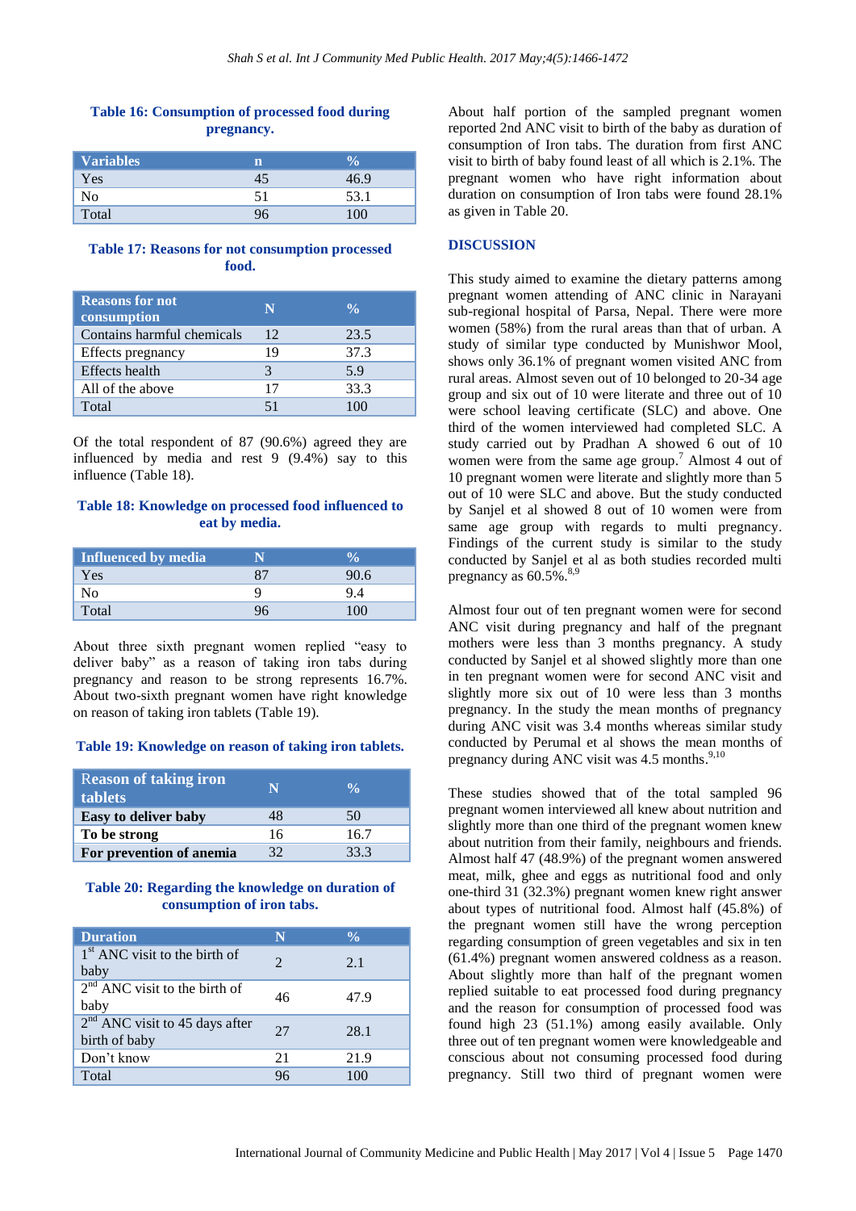**Table 16: Consumption of processed food during pregnancy.**

| Variables | n | % |
|---|---|---|
| Yes | 45 | 46.9 |
| No | 51 | 53.1 |
| Total | 96 | 100 |

**Table 17: Reasons for not consumption processed food.**

| Reasons for not consumption | N | % |
|---|---|---|
| Contains harmful chemicals | 12 | 23.5 |
| Effects pregnancy | 19 | 37.3 |
| Effects health | 3 | 5.9 |
| All of the above | 17 | 33.3 |
| Total | 51 | 100 |

Of the total respondent of 87 (90.6%) agreed they are influenced by media and rest 9 (9.4%) say to this influence (Table 18).

**Table 18: Knowledge on processed food influenced to eat by media.**

| Influenced by media | N | % |
|---|---|---|
| Yes | 87 | 90.6 |
| No | 9 | 9.4 |
| Total | 96 | 100 |

About three sixth pregnant women replied "easy to deliver baby" as a reason of taking iron tabs during pregnancy and reason to be strong represents 16.7%. About two-sixth pregnant women have right knowledge on reason of taking iron tablets (Table 19).

**Table 19: Knowledge on reason of taking iron tablets.**

| Reason of taking iron tablets | N | % |
|---|---|---|
| **Easy to deliver baby** | 48 | 50 |
| **To be strong** | 16 | 16.7 |
| **For prevention of anemia** | 32 | 33.3 |

**Table 20: Regarding the knowledge on duration of consumption of iron tabs.**

| Duration | N | % |
|---|---|---|
| 1st ANC visit to the birth of baby | 2 | 2.1 |
| 2nd ANC visit to the birth of baby | 46 | 47.9 |
| 2nd ANC visit to 45 days after birth of baby | 27 | 28.1 |
| Don't know | 21 | 21.9 |
| Total | 96 | 100 |

About half portion of the sampled pregnant women reported 2nd ANC visit to birth of the baby as duration of consumption of Iron tabs. The duration from first ANC visit to birth of baby found least of all which is 2.1%. The pregnant women who have right information about duration on consumption of Iron tabs were found 28.1% as given in Table 20.

## DISCUSSION

This study aimed to examine the dietary patterns among pregnant women attending of ANC clinic in Narayani sub-regional hospital of Parsa, Nepal. There were more women (58%) from the rural areas than that of urban. A study of similar type conducted by Munishwor Mool, shows only 36.1% of pregnant women visited ANC from rural areas. Almost seven out of 10 belonged to 20-34 age group and six out of 10 were literate and three out of 10 were school leaving certificate (SLC) and above. One third of the women interviewed had completed SLC. A study carried out by Pradhan A showed 6 out of 10 women were from the same age group.[7] Almost 4 out of 10 pregnant women were literate and slightly more than 5 out of 10 were SLC and above. But the study conducted by Sanjel et al showed 8 out of 10 women were from same age group with regards to multi pregnancy. Findings of the current study is similar to the study conducted by Sanjel et al as both studies recorded multi pregnancy as 60.5%.[8,9]

Almost four out of ten pregnant women were for second ANC visit during pregnancy and half of the pregnant mothers were less than 3 months pregnancy. A study conducted by Sanjel et al showed slightly more than one in ten pregnant women were for second ANC visit and slightly more six out of 10 were less than 3 months pregnancy. In the study the mean months of pregnancy during ANC visit was 3.4 months whereas similar study conducted by Perumal et al shows the mean months of pregnancy during ANC visit was 4.5 months.[9,10]

These studies showed that of the total sampled 96 pregnant women interviewed all knew about nutrition and slightly more than one third of the pregnant women knew about nutrition from their family, neighbours and friends. Almost half 47 (48.9%) of the pregnant women answered meat, milk, ghee and eggs as nutritional food and only one-third 31 (32.3%) pregnant women knew right answer about types of nutritional food. Almost half (45.8%) of the pregnant women still have the wrong perception regarding consumption of green vegetables and six in ten (61.4%) pregnant women answered coldness as a reason. About slightly more than half of the pregnant women replied suitable to eat processed food during pregnancy and the reason for consumption of processed food was found high 23 (51.1%) among easily available. Only three out of ten pregnant women were knowledgeable and conscious about not consuming processed food during pregnancy. Still two third of pregnant women were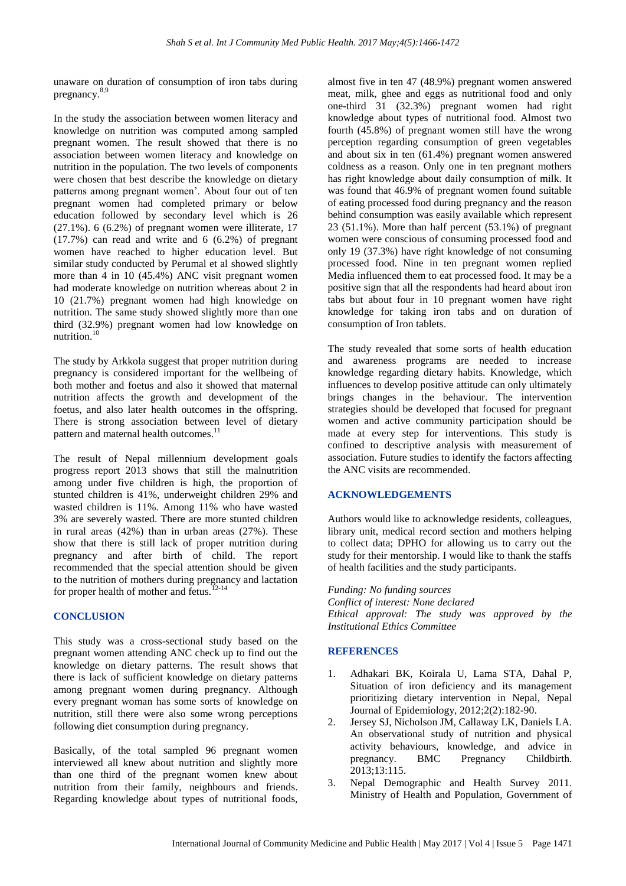unaware on duration of consumption of iron tabs during pregnancy.[8,9]

In the study the association between women literacy and knowledge on nutrition was computed among sampled pregnant women. The result showed that there is no association between women literacy and knowledge on nutrition in the population. The two levels of components were chosen that best describe the knowledge on dietary patterns among pregnant women'. About four out of ten pregnant women had completed primary or below education followed by secondary level which is 26 (27.1%). 6 (6.2%) of pregnant women were illiterate, 17 (17.7%) can read and write and 6 (6.2%) of pregnant women have reached to higher education level. But similar study conducted by Perumal et al showed slightly more than 4 in 10 (45.4%) ANC visit pregnant women had moderate knowledge on nutrition whereas about 2 in 10 (21.7%) pregnant women had high knowledge on nutrition. The same study showed slightly more than one third (32.9%) pregnant women had low knowledge on nutrition.[10]

The study by Arkkola suggest that proper nutrition during pregnancy is considered important for the wellbeing of both mother and foetus and also it showed that maternal nutrition affects the growth and development of the foetus, and also later health outcomes in the offspring. There is strong association between level of dietary pattern and maternal health outcomes.[11]

The result of Nepal millennium development goals progress report 2013 shows that still the malnutrition among under five children is high, the proportion of stunted children is 41%, underweight children 29% and wasted children is 11%. Among 11% who have wasted 3% are severely wasted. There are more stunted children in rural areas (42%) than in urban areas (27%). These show that there is still lack of proper nutrition during pregnancy and after birth of child. The report recommended that the special attention should be given to the nutrition of mothers during pregnancy and lactation for proper health of mother and fetus.[12-14]

## CONCLUSION

This study was a cross-sectional study based on the pregnant women attending ANC check up to find out the knowledge on dietary patterns. The result shows that there is lack of sufficient knowledge on dietary patterns among pregnant women during pregnancy. Although every pregnant woman has some sorts of knowledge on nutrition, still there were also some wrong perceptions following diet consumption during pregnancy.

Basically, of the total sampled 96 pregnant women interviewed all knew about nutrition and slightly more than one third of the pregnant women knew about nutrition from their family, neighbours and friends. Regarding knowledge about types of nutritional foods, almost five in ten 47 (48.9%) pregnant women answered meat, milk, ghee and eggs as nutritional food and only one-third 31 (32.3%) pregnant women had right knowledge about types of nutritional food. Almost two fourth (45.8%) of pregnant women still have the wrong perception regarding consumption of green vegetables and about six in ten (61.4%) pregnant women answered coldness as a reason. Only one in ten pregnant mothers has right knowledge about daily consumption of milk. It was found that 46.9% of pregnant women found suitable of eating processed food during pregnancy and the reason behind consumption was easily available which represent 23 (51.1%). More than half percent (53.1%) of pregnant women were conscious of consuming processed food and only 19 (37.3%) have right knowledge of not consuming processed food. Nine in ten pregnant women replied Media influenced them to eat processed food. It may be a positive sign that all the respondents had heard about iron tabs but about four in 10 pregnant women have right knowledge for taking iron tabs and on duration of consumption of Iron tablets.

The study revealed that some sorts of health education and awareness programs are needed to increase knowledge regarding dietary habits. Knowledge, which influences to develop positive attitude can only ultimately brings changes in the behaviour. The intervention strategies should be developed that focused for pregnant women and active community participation should be made at every step for interventions. This study is confined to descriptive analysis with measurement of association. Future studies to identify the factors affecting the ANC visits are recommended.

## ACKNOWLEDGEMENTS

Authors would like to acknowledge residents, colleagues, library unit, medical record section and mothers helping to collect data; DPHO for allowing us to carry out the study for their mentorship. I would like to thank the staffs of health facilities and the study participants.

*Funding: No funding sources*
*Conflict of interest: None declared*
*Ethical approval: The study was approved by the Institutional Ethics Committee*

## REFERENCES

1. Adhakari BK, Koirala U, Lama STA, Dahal P, Situation of iron deficiency and its management prioritizing dietary intervention in Nepal, Nepal Journal of Epidemiology, 2012;2(2):182-90.
2. Jersey SJ, Nicholson JM, Callaway LK, Daniels LA. An observational study of nutrition and physical activity behaviours, knowledge, and advice in pregnancy. BMC Pregnancy Childbirth. 2013;13:115.
3. Nepal Demographic and Health Survey 2011. Ministry of Health and Population, Government of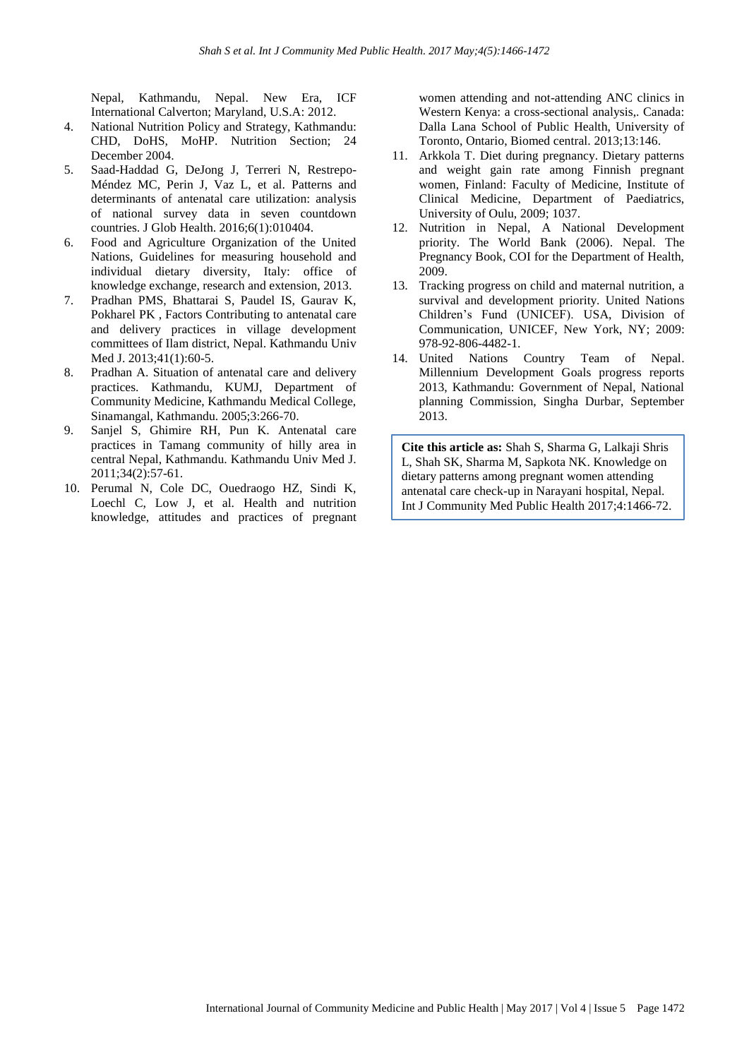Nepal, Kathmandu, Nepal. New Era, ICF International Calverton; Maryland, U.S.A: 2012.

4. National Nutrition Policy and Strategy, Kathmandu: CHD, DoHS, MoHP. Nutrition Section; 24 December 2004.
5. Saad-Haddad G, DeJong J, Terreri N, Restrepo-Méndez MC, Perin J, Vaz L, et al. Patterns and determinants of antenatal care utilization: analysis of national survey data in seven countdown countries. J Glob Health. 2016;6(1):010404.
6. Food and Agriculture Organization of the United Nations, Guidelines for measuring household and individual dietary diversity, Italy: office of knowledge exchange, research and extension, 2013.
7. Pradhan PMS, Bhattarai S, Paudel IS, Gaurav K, Pokharel PK , Factors Contributing to antenatal care and delivery practices in village development committees of Ilam district, Nepal. Kathmandu Univ Med J. 2013;41(1):60-5.
8. Pradhan A. Situation of antenatal care and delivery practices. Kathmandu, KUMJ, Department of Community Medicine, Kathmandu Medical College, Sinamangal, Kathmandu. 2005;3:266-70.
9. Sanjel S, Ghimire RH, Pun K. Antenatal care practices in Tamang community of hilly area in central Nepal, Kathmandu. Kathmandu Univ Med J. 2011;34(2):57-61.
10. Perumal N, Cole DC, Ouedraogo HZ, Sindi K, Loechl C, Low J, et al. Health and nutrition knowledge, attitudes and practices of pregnant women attending and not-attending ANC clinics in Western Kenya: a cross-sectional analysis,. Canada: Dalla Lana School of Public Health, University of Toronto, Ontario, Biomed central. 2013;13:146.
11. Arkkola T. Diet during pregnancy. Dietary patterns and weight gain rate among Finnish pregnant women, Finland: Faculty of Medicine, Institute of Clinical Medicine, Department of Paediatrics, University of Oulu, 2009; 1037.
12. Nutrition in Nepal, A National Development priority. The World Bank (2006). Nepal. The Pregnancy Book, COI for the Department of Health, 2009.
13. Tracking progress on child and maternal nutrition, a survival and development priority. United Nations Children's Fund (UNICEF). USA, Division of Communication, UNICEF, New York, NY; 2009: 978-92-806-4482-1.
14. United Nations Country Team of Nepal. Millennium Development Goals progress reports 2013, Kathmandu: Government of Nepal, National planning Commission, Singha Durbar, September 2013.

**Cite this article as:** Shah S, Sharma G, Lalkaji Shris L, Shah SK, Sharma M, Sapkota NK. Knowledge on dietary patterns among pregnant women attending antenatal care check-up in Narayani hospital, Nepal. Int J Community Med Public Health 2017;4:1466-72.